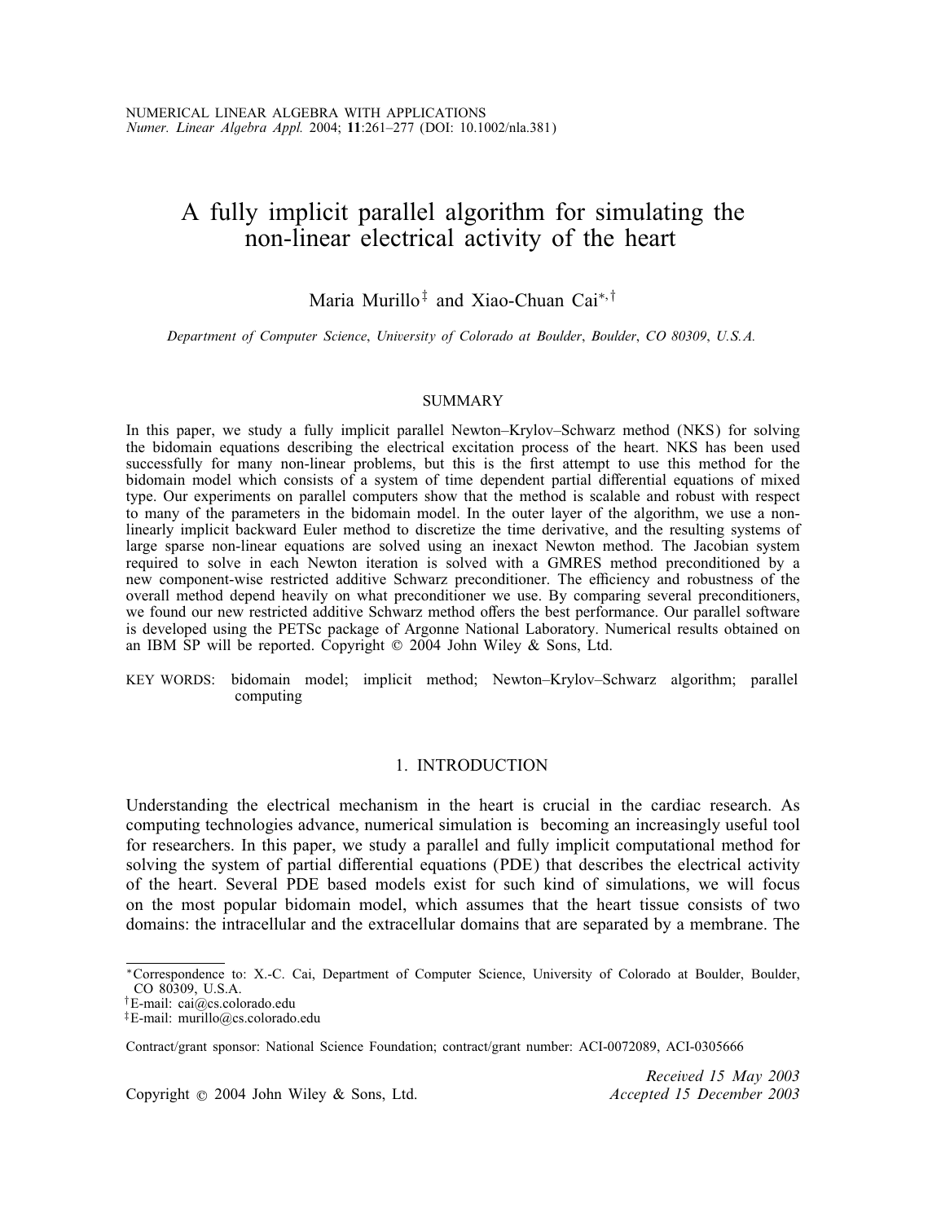# A fully implicit parallel algorithm for simulating the non-linear electrical activity of the heart

Maria Murillo[‡] and Xiao-Chuan Cai[*,†]

*Department of Computer Science, University of Colorado at Boulder, Boulder, CO 80309, U.S.A.*

## SUMMARY

In this paper, we study a fully implicit parallel Newton–Krylov–Schwarz method (NKS) for solving the bidomain equations describing the electrical excitation process of the heart. NKS has been used successfully for many non-linear problems, but this is the first attempt to use this method for the bidomain model which consists of a system of time dependent partial differential equations of mixed type. Our experiments on parallel computers show that the method is scalable and robust with respect to many of the parameters in the bidomain model. In the outer layer of the algorithm, we use a non-linearly implicit backward Euler method to discretize the time derivative, and the resulting systems of large sparse non-linear equations are solved using an inexact Newton method. The Jacobian system required to solve in each Newton iteration is solved with a GMRES method preconditioned by a new component-wise restricted additive Schwarz preconditioner. The efficiency and robustness of the overall method depend heavily on what preconditioner we use. By comparing several preconditioners, we found our new restricted additive Schwarz method offers the best performance. Our parallel software is developed using the PETSc package of Argonne National Laboratory. Numerical results obtained on an IBM SP will be reported. Copyright © 2004 John Wiley & Sons, Ltd.

KEY WORDS: bidomain model; implicit method; Newton–Krylov–Schwarz algorithm; parallel computing

## 1. INTRODUCTION

Understanding the electrical mechanism in the heart is crucial in the cardiac research. As computing technologies advance, numerical simulation is becoming an increasingly useful tool for researchers. In this paper, we study a parallel and fully implicit computational method for solving the system of partial differential equations (PDE) that describes the electrical activity of the heart. Several PDE based models exist for such kind of simulations, we will focus on the most popular bidomain model, which assumes that the heart tissue consists of two domains: the intracellular and the extracellular domains that are separated by a membrane. The

---

*Correspondence to: X.-C. Cai, Department of Computer Science, University of Colorado at Boulder, Boulder, CO 80309, U.S.A.

†E-mail: cai@cs.colorado.edu

‡E-mail: murillo@cs.colorado.edu

Contract/grant sponsor: National Science Foundation; contract/grant number: ACI-0072089, ACI-0305666

Received 15 May 2003
Accepted 15 December 2003

Copyright © 2004 John Wiley & Sons, Ltd.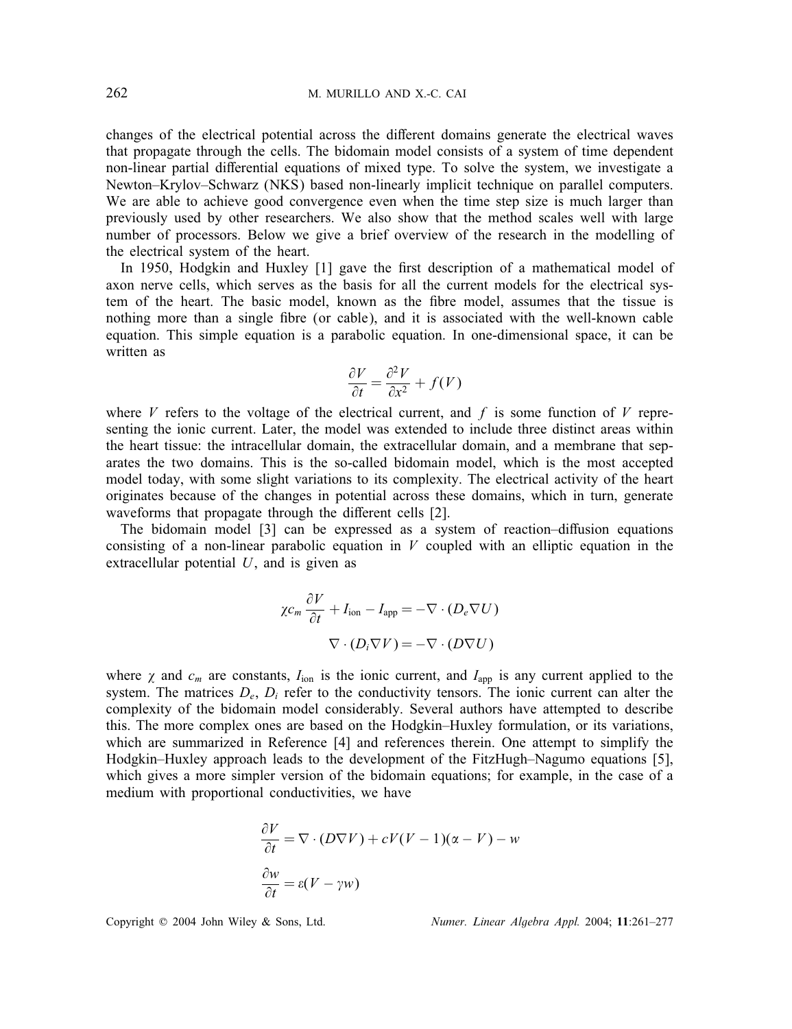changes of the electrical potential across the different domains generate the electrical waves that propagate through the cells. The bidomain model consists of a system of time dependent non-linear partial differential equations of mixed type. To solve the system, we investigate a Newton–Krylov–Schwarz (NKS) based non-linearly implicit technique on parallel computers. We are able to achieve good convergence even when the time step size is much larger than previously used by other researchers. We also show that the method scales well with large number of processors. Below we give a brief overview of the research in the modelling of the electrical system of the heart.

In 1950, Hodgkin and Huxley [1] gave the first description of a mathematical model of axon nerve cells, which serves as the basis for all the current models for the electrical system of the heart. The basic model, known as the fibre model, assumes that the tissue is nothing more than a single fibre (or cable), and it is associated with the well-known cable equation. This simple equation is a parabolic equation. In one-dimensional space, it can be written as

$$\frac{\partial V}{\partial t} = \frac{\partial^2 V}{\partial x^2} + f(V)$$

where $V$ refers to the voltage of the electrical current, and $f$ is some function of $V$ representing the ionic current. Later, the model was extended to include three distinct areas within the heart tissue: the intracellular domain, the extracellular domain, and a membrane that separates the two domains. This is the so-called bidomain model, which is the most accepted model today, with some slight variations to its complexity. The electrical activity of the heart originates because of the changes in potential across these domains, which in turn, generate waveforms that propagate through the different cells [2].

The bidomain model [3] can be expressed as a system of reaction–diffusion equations consisting of a non-linear parabolic equation in $V$ coupled with an elliptic equation in the extracellular potential $U$, and is given as

$$\chi c_m \frac{\partial V}{\partial t} + I_{\text{ion}} - I_{\text{app}} = -\nabla \cdot (D_e \nabla U)$$

$$\nabla \cdot (D_i \nabla V) = -\nabla \cdot (D \nabla U)$$

where $\chi$ and $c_m$ are constants, $I_{\text{ion}}$ is the ionic current, and $I_{\text{app}}$ is any current applied to the system. The matrices $D_e$, $D_i$ refer to the conductivity tensors. The ionic current can alter the complexity of the bidomain model considerably. Several authors have attempted to describe this. The more complex ones are based on the Hodgkin–Huxley formulation, or its variations, which are summarized in Reference [4] and references therein. One attempt to simplify the Hodgkin–Huxley approach leads to the development of the FitzHugh–Nagumo equations [5], which gives a more simpler version of the bidomain equations; for example, in the case of a medium with proportional conductivities, we have

$$\frac{\partial V}{\partial t} = \nabla \cdot (D \nabla V) + cV(V-1)(\alpha - V) - w$$

$$\frac{\partial w}{\partial t} = \varepsilon(V - \gamma w)$$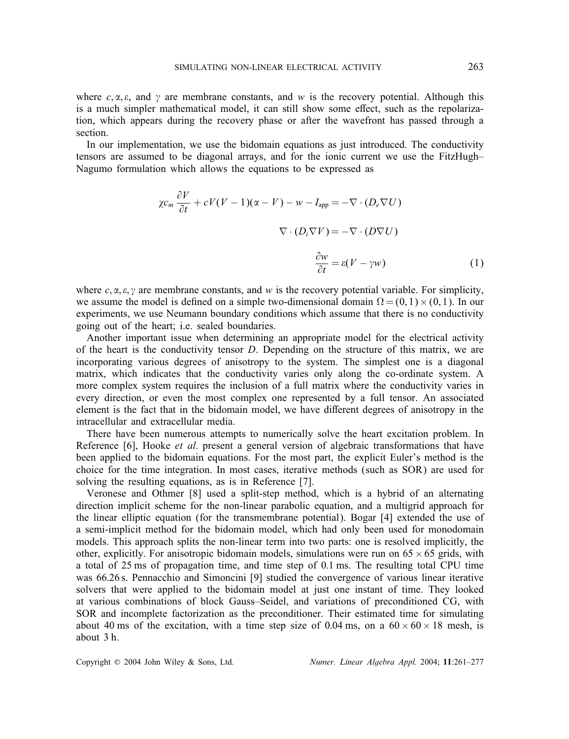where $c, \alpha, \varepsilon$, and $\gamma$ are membrane constants, and $w$ is the recovery potential. Although this is a much simpler mathematical model, it can still show some effect, such as the repolarization, which appears during the recovery phase or after the wavefront has passed through a section.

In our implementation, we use the bidomain equations as just introduced. The conductivity tensors are assumed to be diagonal arrays, and for the ionic current we use the FitzHugh–Nagumo formulation which allows the equations to be expressed as

$$
\begin{aligned}
\chi c_m \frac{\partial V}{\partial t} + cV(V-1)(\alpha - V) - w - I_{\text{app}} &= -\nabla \cdot (D_e \nabla U) \\
\nabla \cdot (D_i \nabla V) &= -\nabla \cdot (D \nabla U) \\
\frac{\partial w}{\partial t} &= \varepsilon (V - \gamma w)
\end{aligned}
\tag{1}
$$

where $c, \alpha, \varepsilon, \gamma$ are membrane constants, and $w$ is the recovery potential variable. For simplicity, we assume the model is defined on a simple two-dimensional domain $\Omega = (0,1) \times (0,1)$. In our experiments, we use Neumann boundary conditions which assume that there is no conductivity going out of the heart; i.e. sealed boundaries.

Another important issue when determining an appropriate model for the electrical activity of the heart is the conductivity tensor $D$. Depending on the structure of this matrix, we are incorporating various degrees of anisotropy to the system. The simplest one is a diagonal matrix, which indicates that the conductivity varies only along the co-ordinate system. A more complex system requires the inclusion of a full matrix where the conductivity varies in every direction, or even the most complex one represented by a full tensor. An associated element is the fact that in the bidomain model, we have different degrees of anisotropy in the intracellular and extracellular media.

There have been numerous attempts to numerically solve the heart excitation problem. In Reference [6], Hooke *et al*. present a general version of algebraic transformations that have been applied to the bidomain equations. For the most part, the explicit Euler's method is the choice for the time integration. In most cases, iterative methods (such as SOR) are used for solving the resulting equations, as is in Reference [7].

Veronese and Othmer [8] used a split-step method, which is a hybrid of an alternating direction implicit scheme for the non-linear parabolic equation, and a multigrid approach for the linear elliptic equation (for the transmembrane potential). Bogar [4] extended the use of a semi-implicit method for the bidomain model, which had only been used for monodomain models. This approach splits the non-linear term into two parts: one is resolved implicitly, the other, explicitly. For anisotropic bidomain models, simulations were run on $65 \times 65$ grids, with a total of 25 ms of propagation time, and time step of 0.1 ms. The resulting total CPU time was 66.26 s. Pennacchio and Simoncini [9] studied the convergence of various linear iterative solvers that were applied to the bidomain model at just one instant of time. They looked at various combinations of block Gauss–Seidel, and variations of preconditioned CG, with SOR and incomplete factorization as the preconditioner. Their estimated time for simulating about 40 ms of the excitation, with a time step size of 0.04 ms, on a $60 \times 60 \times 18$ mesh, is about 3 h.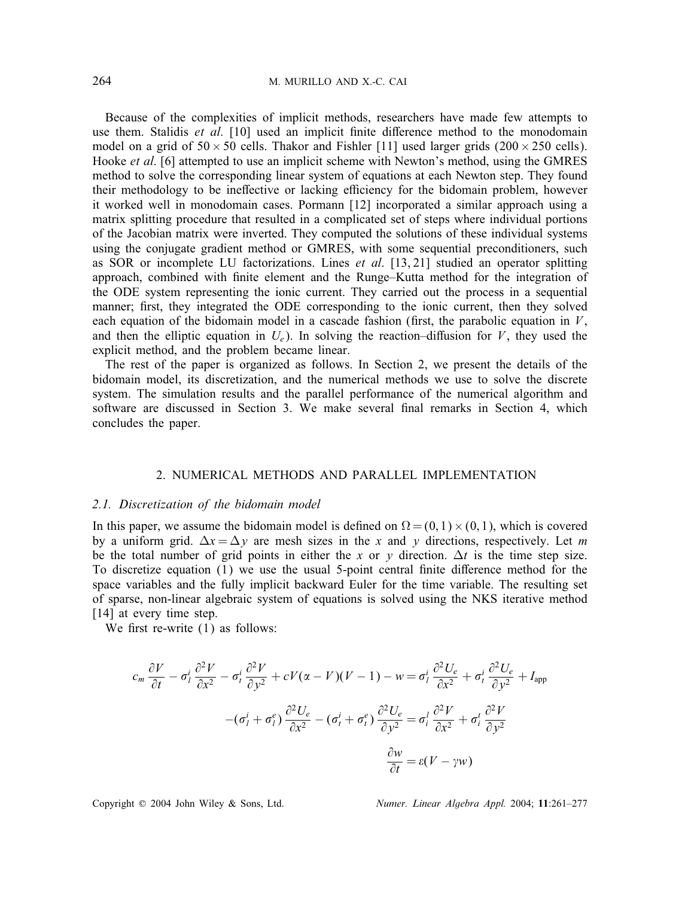Because of the complexities of implicit methods, researchers have made few attempts to use them. Stalidis *et al*. [10] used an implicit finite difference method to the monodomain model on a grid of $50 \times 50$ cells. Thakor and Fishler [11] used larger grids ($200 \times 250$ cells). Hooke *et al*. [6] attempted to use an implicit scheme with Newton's method, using the GMRES method to solve the corresponding linear system of equations at each Newton step. They found their methodology to be ineffective or lacking efficiency for the bidomain problem, however it worked well in monodomain cases. Pormann [12] incorporated a similar approach using a matrix splitting procedure that resulted in a complicated set of steps where individual portions of the Jacobian matrix were inverted. They computed the solutions of these individual systems using the conjugate gradient method or GMRES, with some sequential preconditioners, such as SOR or incomplete LU factorizations. Lines *et al*. [13, 21] studied an operator splitting approach, combined with finite element and the Runge–Kutta method for the integration of the ODE system representing the ionic current. They carried out the process in a sequential manner; first, they integrated the ODE corresponding to the ionic current, then they solved each equation of the bidomain model in a cascade fashion (first, the parabolic equation in $V$, and then the elliptic equation in $U_e$). In solving the reaction–diffusion for $V$, they used the explicit method, and the problem became linear.

The rest of the paper is organized as follows. In Section 2, we present the details of the bidomain model, its discretization, and the numerical methods we use to solve the discrete system. The simulation results and the parallel performance of the numerical algorithm and software are discussed in Section 3. We make several final remarks in Section 4, which concludes the paper.

## 2. NUMERICAL METHODS AND PARALLEL IMPLEMENTATION

### 2.1. Discretization of the bidomain model

In this paper, we assume the bidomain model is defined on $\Omega = (0, 1) \times (0, 1)$, which is covered by a uniform grid. $\Delta x = \Delta y$ are mesh sizes in the $x$ and $y$ directions, respectively. Let $m$ be the total number of grid points in either the $x$ or $y$ direction. $\Delta t$ is the time step size. To discretize equation (1) we use the usual 5-point central finite difference method for the space variables and the fully implicit backward Euler for the time variable. The resulting set of sparse, non-linear algebraic system of equations is solved using the NKS iterative method [14] at every time step.

We first re-write (1) as follows:

$$c_m \frac{\partial V}{\partial t} - \sigma_l^i \frac{\partial^2 V}{\partial x^2} - \sigma_t^i \frac{\partial^2 V}{\partial y^2} + cV(\alpha - V)(V - 1) - w = \sigma_l^i \frac{\partial^2 U_e}{\partial x^2} + \sigma_t^i \frac{\partial^2 U_e}{\partial y^2} + I_{\text{app}}$$

$$-(\sigma_l^i + \sigma_l^e) \frac{\partial^2 U_e}{\partial x^2} - (\sigma_t^i + \sigma_t^e) \frac{\partial^2 U_e}{\partial y^2} = \sigma_i^l \frac{\partial^2 V}{\partial x^2} + \sigma_i^t \frac{\partial^2 V}{\partial y^2}$$

$$\frac{\partial w}{\partial t} = \varepsilon(V - \gamma w)$$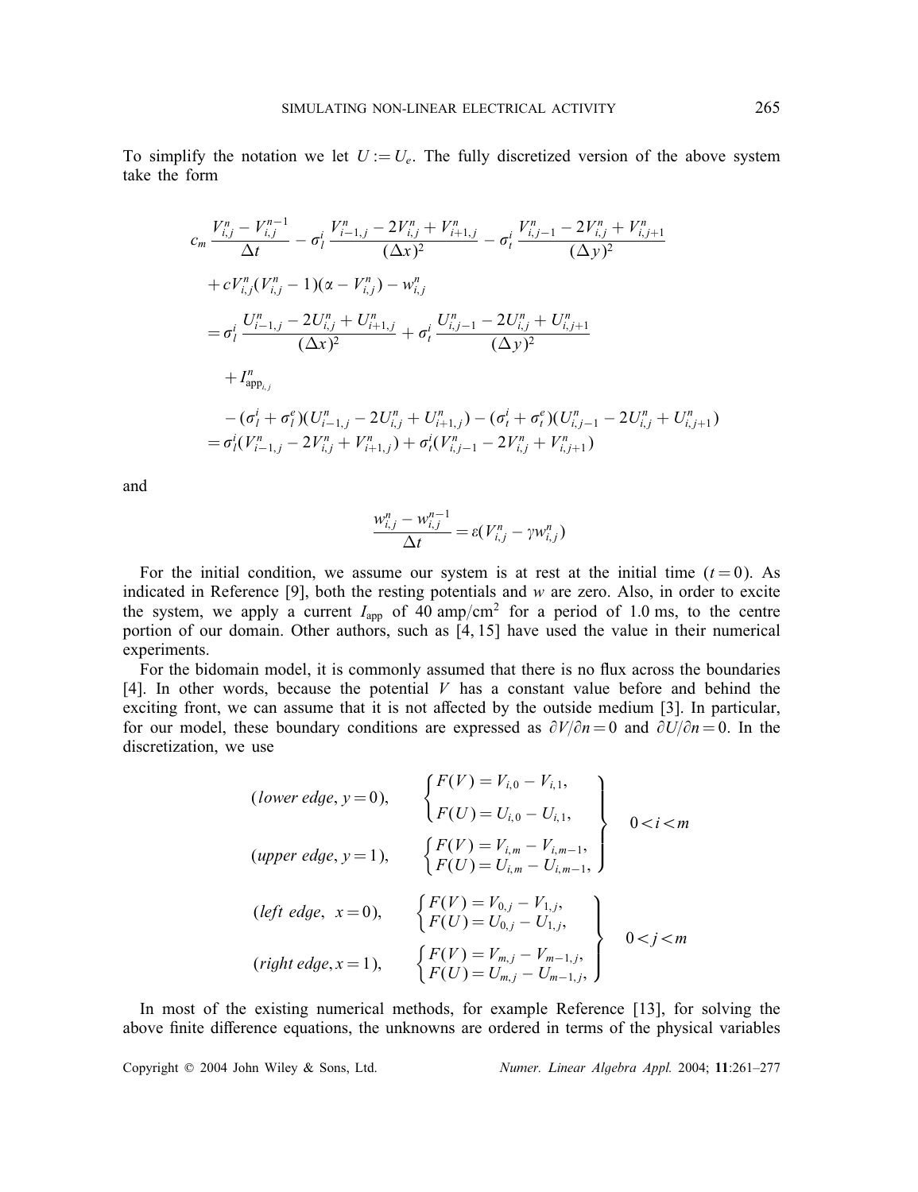To simplify the notation we let $U := U_e$. The fully discretized version of the above system take the form

$$
\begin{aligned}
& c_m \frac{V_{i,j}^n - V_{i,j}^{n-1}}{\Delta t} - \sigma_l^i \frac{V_{i-1,j}^n - 2V_{i,j}^n + V_{i+1,j}^n}{(\Delta x)^2} - \sigma_t^i \frac{V_{i,j-1}^n - 2V_{i,j}^n + V_{i,j+1}^n}{(\Delta y)^2} \\
& + cV_{i,j}^n (V_{i,j}^n - 1)(\alpha - V_{i,j}^n) - w_{i,j}^n \\
& = \sigma_l^i \frac{U_{i-1,j}^n - 2U_{i,j}^n + U_{i+1,j}^n}{(\Delta x)^2} + \sigma_t^i \frac{U_{i,j-1}^n - 2U_{i,j}^n + U_{i,j+1}^n}{(\Delta y)^2} \\
& \quad + I_{\text{app}_{i,j}}^n \\
& \quad - (\sigma_l^i + \sigma_l^e)(U_{i-1,j}^n - 2U_{i,j}^n + U_{i+1,j}^n) - (\sigma_t^i + \sigma_t^e)(U_{i,j-1}^n - 2U_{i,j}^n + U_{i,j+1}^n) \\
& = \sigma_l^i (V_{i-1,j}^n - 2V_{i,j}^n + V_{i+1,j}^n) + \sigma_t^i (V_{i,j-1}^n - 2V_{i,j}^n + V_{i,j+1}^n)
\end{aligned}
$$

and

$$
\frac{w_{i,j}^n - w_{i,j}^{n-1}}{\Delta t} = \varepsilon (V_{i,j}^n - \gamma w_{i,j}^n)
$$

For the initial condition, we assume our system is at rest at the initial time ($t = 0$). As indicated in Reference [9], both the resting potentials and $w$ are zero. Also, in order to excite the system, we apply a current $I_{\text{app}}$ of 40 amp/cm$^2$ for a period of 1.0 ms, to the centre portion of our domain. Other authors, such as [4, 15] have used the value in their numerical experiments.

For the bidomain model, it is commonly assumed that there is no flux across the boundaries [4]. In other words, because the potential $V$ has a constant value before and behind the exciting front, we can assume that it is not affected by the outside medium [3]. In particular, for our model, these boundary conditions are expressed as $\partial V / \partial n = 0$ and $\partial U / \partial n = 0$. In the discretization, we use

$$
\left.
\begin{aligned}
& (\textit{lower edge}, y = 0), \quad && \begin{cases} F(V) = V_{i,0} - V_{i,1}, \\ F(U) = U_{i,0} - U_{i,1}, \end{cases} \\
& (\textit{upper edge}, y = 1), \quad && \begin{cases} F(V) = V_{i,m} - V_{i,m-1}, \\ F(U) = U_{i,m} - U_{i,m-1}, \end{cases}
\end{aligned}
\right\} \quad 0 < i < m
$$

$$
\left.
\begin{aligned}
& (\textit{left edge}, \ x = 0), \quad && \begin{cases} F(V) = V_{0,j} - V_{1,j}, \\ F(U) = U_{0,j} - U_{1,j}, \end{cases} \\
& (\textit{right edge}, x = 1), \quad && \begin{cases} F(V) = V_{m,j} - V_{m-1,j}, \\ F(U) = U_{m,j} - U_{m-1,j}, \end{cases}
\end{aligned}
\right\} \quad 0 < j < m
$$

In most of the existing numerical methods, for example Reference [13], for solving the above finite difference equations, the unknowns are ordered in terms of the physical variables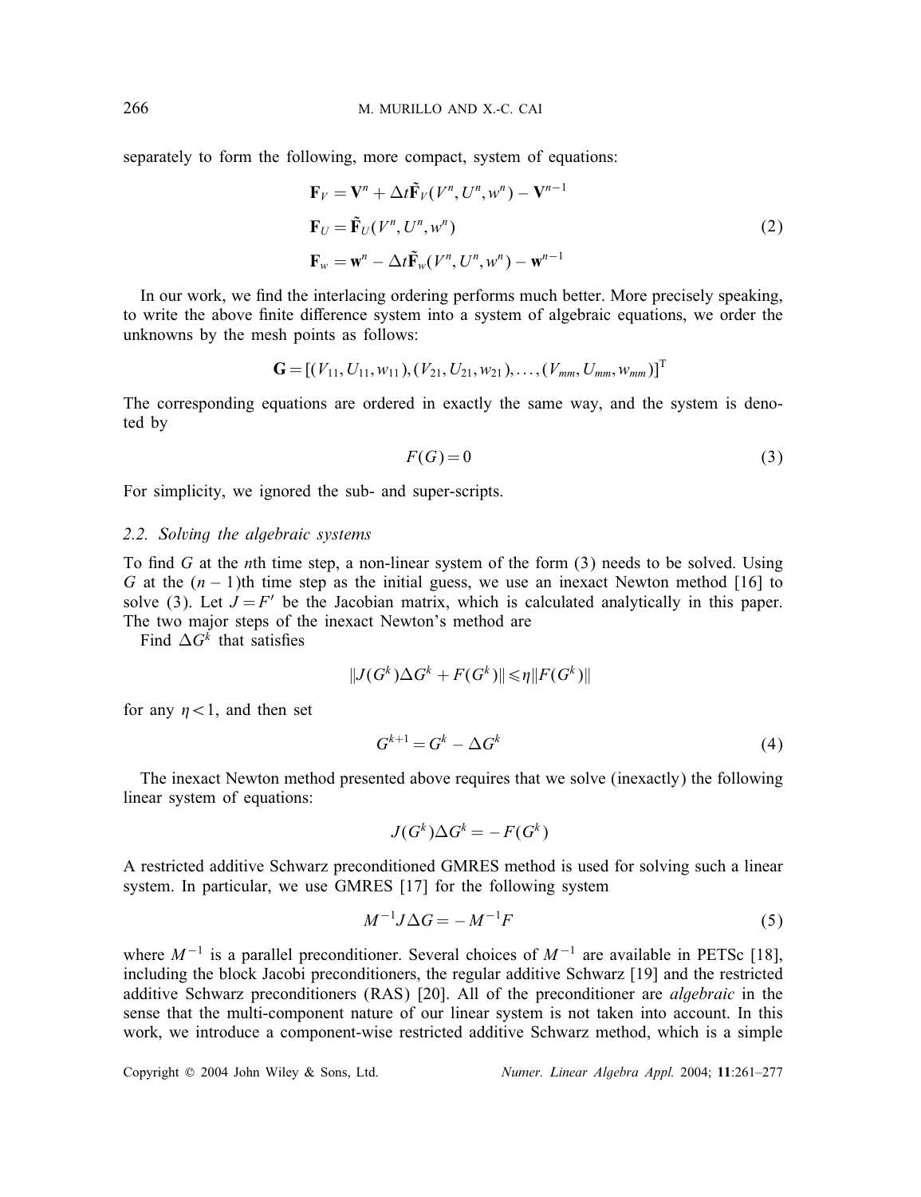separately to form the following, more compact, system of equations:

$$
\begin{aligned}
\mathbf{F}_V &= \mathbf{V}^n + \Delta t \tilde{\mathbf{F}}_V(V^n, U^n, w^n) - \mathbf{V}^{n-1} \\
\mathbf{F}_U &= \tilde{\mathbf{F}}_U(V^n, U^n, w^n) \\
\mathbf{F}_w &= \mathbf{w}^n - \Delta t \tilde{\mathbf{F}}_w(V^n, U^n, w^n) - \mathbf{w}^{n-1}
\end{aligned}
\tag{2}
$$

In our work, we find the interlacing ordering performs much better. More precisely speaking, to write the above finite difference system into a system of algebraic equations, we order the unknowns by the mesh points as follows:

$$
\mathbf{G} = [(V_{11}, U_{11}, w_{11}), (V_{21}, U_{21}, w_{21}), \ldots, (V_{mm}, U_{mm}, w_{mm})]^{\mathrm{T}}
$$

The corresponding equations are ordered in exactly the same way, and the system is denoted by

$$
F(G) = 0 \tag{3}
$$

For simplicity, we ignored the sub- and super-scripts.

### 2.2. Solving the algebraic systems

To find $G$ at the $n$th time step, a non-linear system of the form (3) needs to be solved. Using $G$ at the $(n-1)$th time step as the initial guess, we use an inexact Newton method [16] to solve (3). Let $J = F'$ be the Jacobian matrix, which is calculated analytically in this paper. The two major steps of the inexact Newton's method are

Find $\Delta G^k$ that satisfies

$$
\|J(G^k)\Delta G^k + F(G^k)\| \leqslant \eta \|F(G^k)\|
$$

for any $\eta < 1$, and then set

$$
G^{k+1} = G^k - \Delta G^k \tag{4}
$$

The inexact Newton method presented above requires that we solve (inexactly) the following linear system of equations:

$$
J(G^k)\Delta G^k = -F(G^k)
$$

A restricted additive Schwarz preconditioned GMRES method is used for solving such a linear system. In particular, we use GMRES [17] for the following system

$$
M^{-1} J \Delta G = -M^{-1} F \tag{5}
$$

where $M^{-1}$ is a parallel preconditioner. Several choices of $M^{-1}$ are available in PETSc [18], including the block Jacobi preconditioners, the regular additive Schwarz [19] and the restricted additive Schwarz preconditioners (RAS) [20]. All of the preconditioner are *algebraic* in the sense that the multi-component nature of our linear system is not taken into account. In this work, we introduce a component-wise restricted additive Schwarz method, which is a simple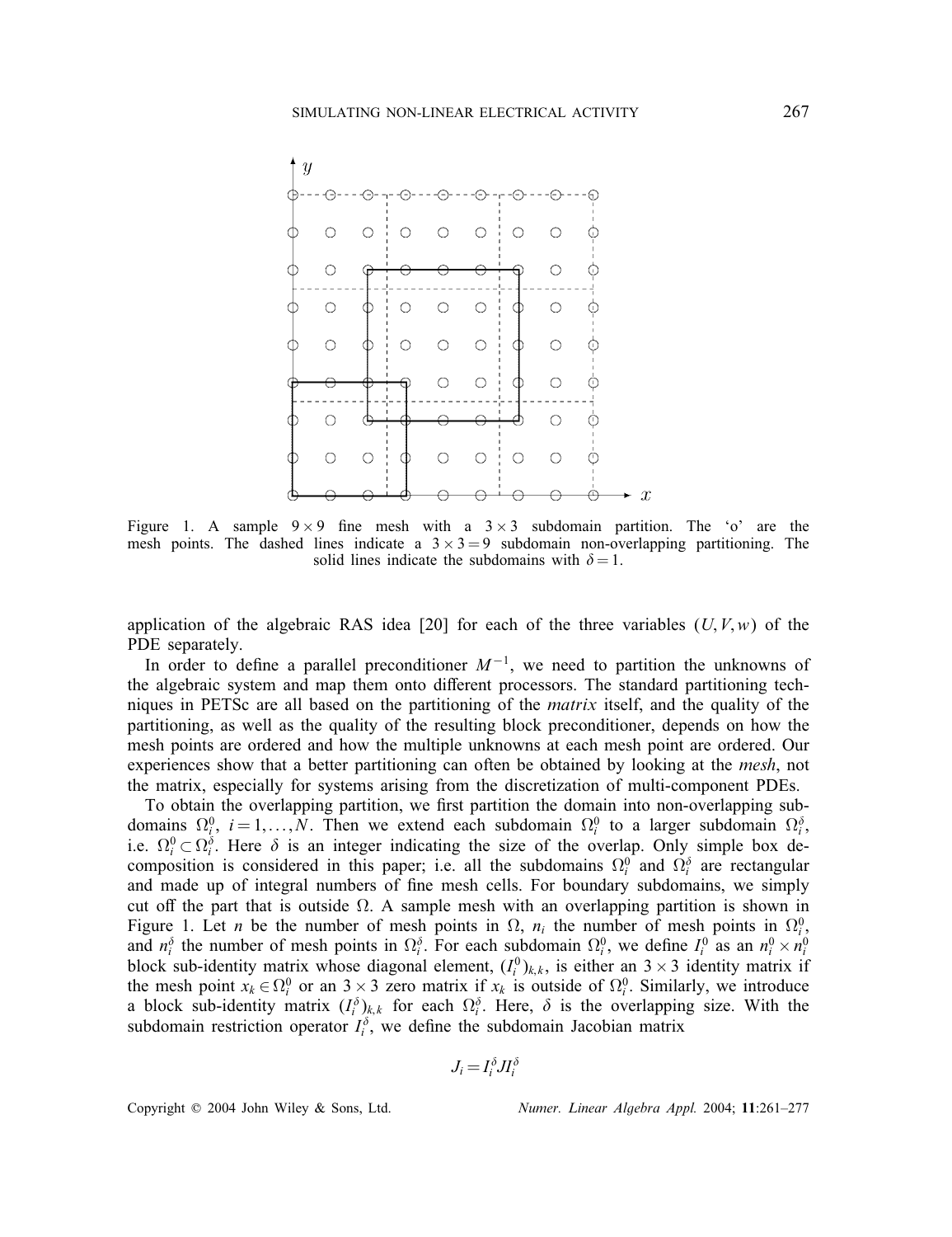Figure 1. A sample $9 \times 9$ fine mesh with a $3 \times 3$ subdomain partition. The 'o' are the mesh points. The dashed lines indicate a $3 \times 3 = 9$ subdomain non-overlapping partitioning. The solid lines indicate the subdomains with $\delta = 1$.

application of the algebraic RAS idea [20] for each of the three variables $(U, V, w)$ of the PDE separately.

In order to define a parallel preconditioner $M^{-1}$, we need to partition the unknowns of the algebraic system and map them onto different processors. The standard partitioning techniques in PETSc are all based on the partitioning of the *matrix* itself, and the quality of the partitioning, as well as the quality of the resulting block preconditioner, depends on how the mesh points are ordered and how the multiple unknowns at each mesh point are ordered. Our experiences show that a better partitioning can often be obtained by looking at the *mesh*, not the matrix, especially for systems arising from the discretization of multi-component PDEs.

To obtain the overlapping partition, we first partition the domain into non-overlapping subdomains $\Omega_i^0$, $i = 1, \ldots, N$. Then we extend each subdomain $\Omega_i^0$ to a larger subdomain $\Omega_i^\delta$, i.e. $\Omega_i^0 \subset \Omega_i^\delta$. Here $\delta$ is an integer indicating the size of the overlap. Only simple box decomposition is considered in this paper; i.e. all the subdomains $\Omega_i^0$ and $\Omega_i^\delta$ are rectangular and made up of integral numbers of fine mesh cells. For boundary subdomains, we simply cut off the part that is outside $\Omega$. A sample mesh with an overlapping partition is shown in Figure 1. Let $n$ be the number of mesh points in $\Omega$, $n_i$ the number of mesh points in $\Omega_i^0$, and $n_i^\delta$ the number of mesh points in $\Omega_i^\delta$. For each subdomain $\Omega_i^0$, we define $I_i^0$ as an $n_i^0 \times n_i^0$ block sub-identity matrix whose diagonal element, $(I_i^0)_{k,k}$, is either an $3 \times 3$ identity matrix if the mesh point $x_k \in \Omega_i^0$ or an $3 \times 3$ zero matrix if $x_k$ is outside of $\Omega_i^0$. Similarly, we introduce a block sub-identity matrix $(I_i^\delta)_{k,k}$ for each $\Omega_i^\delta$. Here, $\delta$ is the overlapping size. With the subdomain restriction operator $I_i^\delta$, we define the subdomain Jacobian matrix

$$J_i = I_i^\delta J I_i^\delta$$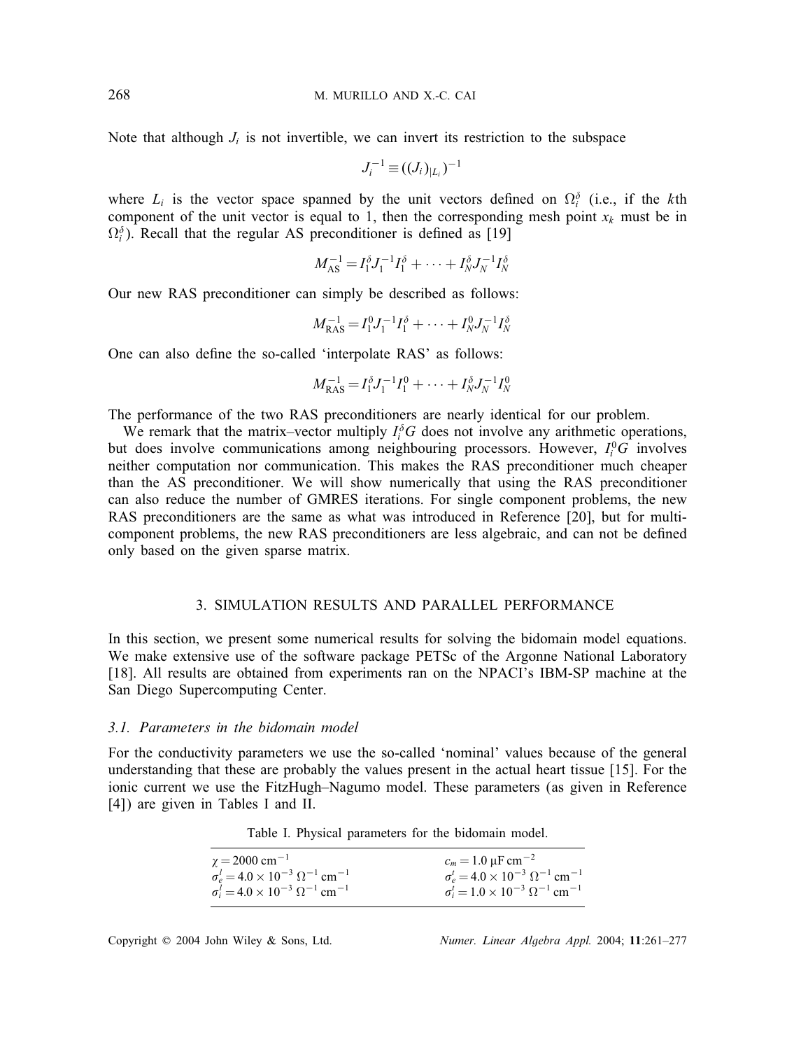Note that although $J_i$ is not invertible, we can invert its restriction to the subspace

$$J_i^{-1} \equiv ((J_i)_{|L_i})^{-1}$$

where $L_i$ is the vector space spanned by the unit vectors defined on $\Omega_i^\delta$ (i.e., if the $k$th component of the unit vector is equal to 1, then the corresponding mesh point $x_k$ must be in $\Omega_i^\delta$). Recall that the regular AS preconditioner is defined as [19]

$$M_{\mathrm{AS}}^{-1} = I_1^\delta J_1^{-1} I_1^\delta + \cdots + I_N^\delta J_N^{-1} I_N^\delta$$

Our new RAS preconditioner can simply be described as follows:

$$M_{\mathrm{RAS}}^{-1} = I_1^0 J_1^{-1} I_1^\delta + \cdots + I_N^0 J_N^{-1} I_N^\delta$$

One can also define the so-called 'interpolate RAS' as follows:

$$M_{\mathrm{RAS}}^{-1} = I_1^\delta J_1^{-1} I_1^0 + \cdots + I_N^\delta J_N^{-1} I_N^0$$

The performance of the two RAS preconditioners are nearly identical for our problem.

We remark that the matrix–vector multiply $I_i^\delta G$ does not involve any arithmetic operations, but does involve communications among neighbouring processors. However, $I_i^0 G$ involves neither computation nor communication. This makes the RAS preconditioner much cheaper than the AS preconditioner. We will show numerically that using the RAS preconditioner can also reduce the number of GMRES iterations. For single component problems, the new RAS preconditioners are the same as what was introduced in Reference [20], but for multi-component problems, the new RAS preconditioners are less algebraic, and can not be defined only based on the given sparse matrix.

## 3. SIMULATION RESULTS AND PARALLEL PERFORMANCE

In this section, we present some numerical results for solving the bidomain model equations. We make extensive use of the software package PETSc of the Argonne National Laboratory [18]. All results are obtained from experiments ran on the NPACI's IBM-SP machine at the San Diego Supercomputing Center.

### 3.1. Parameters in the bidomain model

For the conductivity parameters we use the so-called 'nominal' values because of the general understanding that these are probably the values present in the actual heart tissue [15]. For the ionic current we use the FitzHugh–Nagumo model. These parameters (as given in Reference [4]) are given in Tables I and II.

Table I. Physical parameters for the bidomain model.

| | |
|---|---|
| $\chi = 2000\ \mathrm{cm}^{-1}$ | $c_m = 1.0\ \mu\mathrm{F\,cm}^{-2}$ |
| $\sigma_e^l = 4.0 \times 10^{-3}\ \Omega^{-1}\,\mathrm{cm}^{-1}$ | $\sigma_e^t = 4.0 \times 10^{-3}\ \Omega^{-1}\,\mathrm{cm}^{-1}$ |
| $\sigma_i^l = 4.0 \times 10^{-3}\ \Omega^{-1}\,\mathrm{cm}^{-1}$ | $\sigma_i^t = 1.0 \times 10^{-3}\ \Omega^{-1}\,\mathrm{cm}^{-1}$ |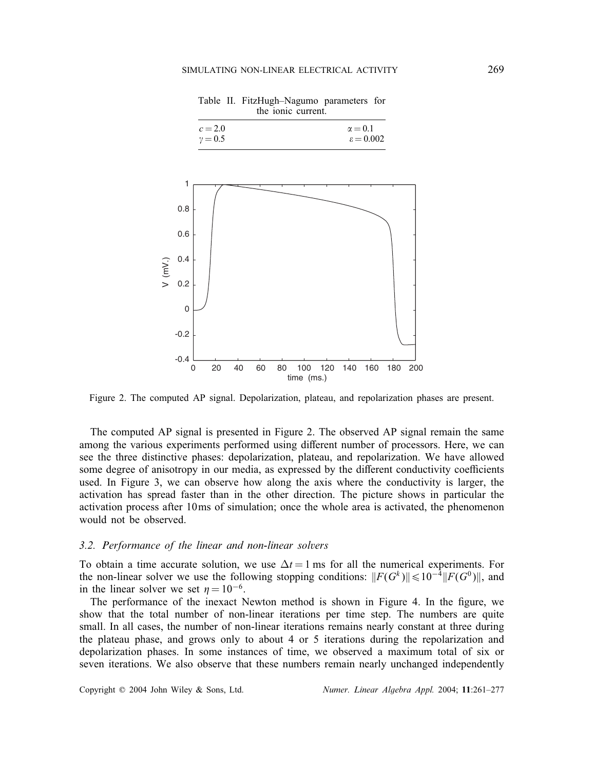Table II. FitzHugh–Nagumo parameters for the ionic current.

| | |
|---|---|
| $c = 2.0$ | $\alpha = 0.1$ |
| $\gamma = 0.5$ | $\varepsilon = 0.002$ |

Figure 2. The computed AP signal. Depolarization, plateau, and repolarization phases are present.

The computed AP signal is presented in Figure 2. The observed AP signal remain the same among the various experiments performed using different number of processors. Here, we can see the three distinctive phases: depolarization, plateau, and repolarization. We have allowed some degree of anisotropy in our media, as expressed by the different conductivity coefficients used. In Figure 3, we can observe how along the axis where the conductivity is larger, the activation has spread faster than in the other direction. The picture shows in particular the activation process after 10 ms of simulation; once the whole area is activated, the phenomenon would not be observed.

### *3.2. Performance of the linear and non-linear solvers*

To obtain a time accurate solution, we use $\Delta t = 1$ ms for all the numerical experiments. For the non-linear solver we use the following stopping conditions: $\|F(G^k)\| \leqslant 10^{-4}\|F(G^0)\|$, and in the linear solver we set $\eta = 10^{-6}$.

The performance of the inexact Newton method is shown in Figure 4. In the figure, we show that the total number of non-linear iterations per time step. The numbers are quite small. In all cases, the number of non-linear iterations remains nearly constant at three during the plateau phase, and grows only to about 4 or 5 iterations during the repolarization and depolarization phases. In some instances of time, we observed a maximum total of six or seven iterations. We also observe that these numbers remain nearly unchanged independently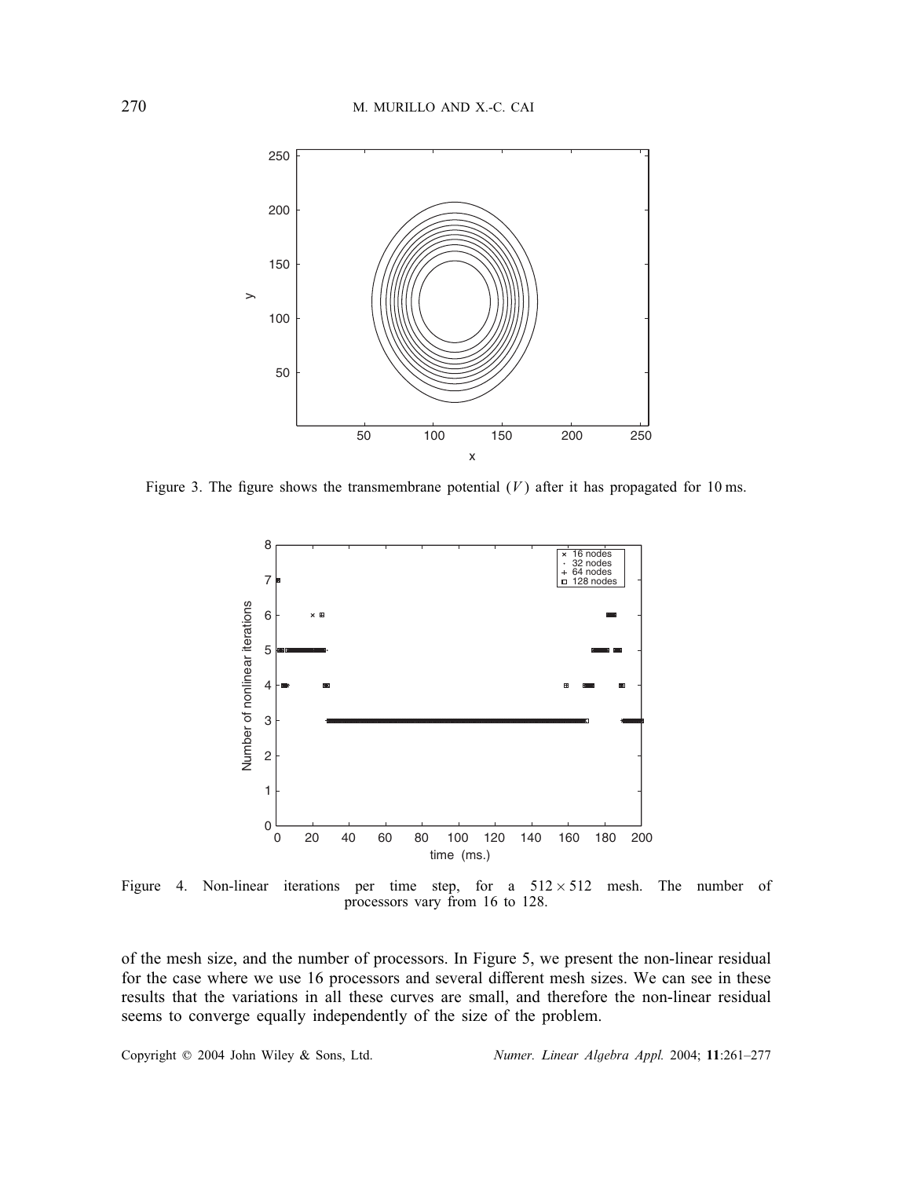Figure 3. The figure shows the transmembrane potential ($V$) after it has propagated for 10 ms.

Figure 4. Non-linear iterations per time step, for a $512 \times 512$ mesh. The number of processors vary from 16 to 128.

of the mesh size, and the number of processors. In Figure 5, we present the non-linear residual for the case where we use 16 processors and several different mesh sizes. We can see in these results that the variations in all these curves are small, and therefore the non-linear residual seems to converge equally independently of the size of the problem.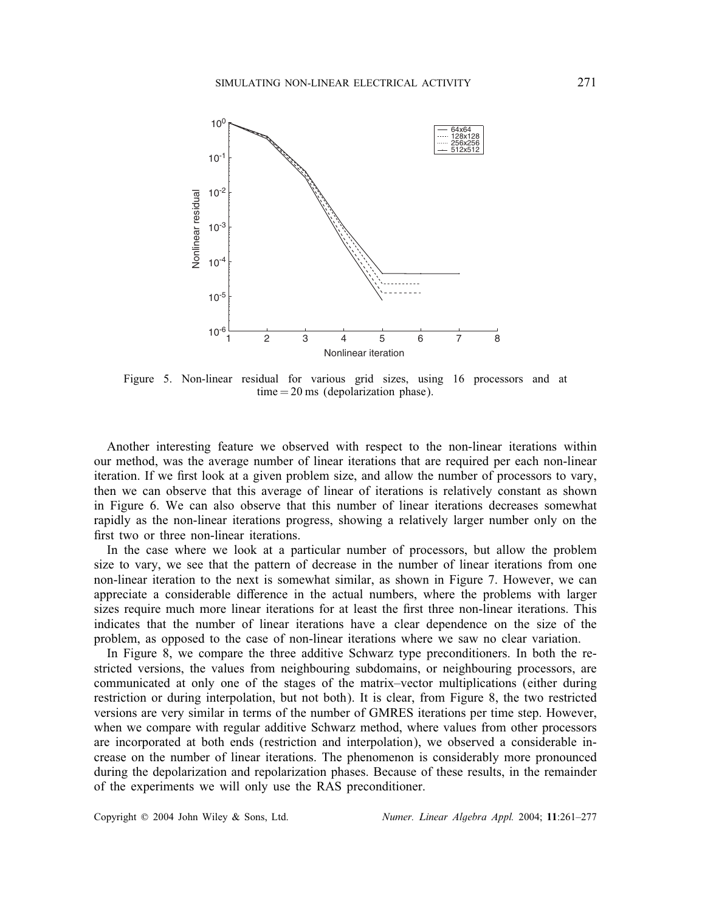Figure 5. Non-linear residual for various grid sizes, using 16 processors and at time = 20 ms (depolarization phase).

Another interesting feature we observed with respect to the non-linear iterations within our method, was the average number of linear iterations that are required per each non-linear iteration. If we first look at a given problem size, and allow the number of processors to vary, then we can observe that this average of linear of iterations is relatively constant as shown in Figure 6. We can also observe that this number of linear iterations decreases somewhat rapidly as the non-linear iterations progress, showing a relatively larger number only on the first two or three non-linear iterations.

In the case where we look at a particular number of processors, but allow the problem size to vary, we see that the pattern of decrease in the number of linear iterations from one non-linear iteration to the next is somewhat similar, as shown in Figure 7. However, we can appreciate a considerable difference in the actual numbers, where the problems with larger sizes require much more linear iterations for at least the first three non-linear iterations. This indicates that the number of linear iterations have a clear dependence on the size of the problem, as opposed to the case of non-linear iterations where we saw no clear variation.

In Figure 8, we compare the three additive Schwarz type preconditioners. In both the restricted versions, the values from neighbouring subdomains, or neighbouring processors, are communicated at only one of the stages of the matrix–vector multiplications (either during restriction or during interpolation, but not both). It is clear, from Figure 8, the two restricted versions are very similar in terms of the number of GMRES iterations per time step. However, when we compare with regular additive Schwarz method, where values from other processors are incorporated at both ends (restriction and interpolation), we observed a considerable increase on the number of linear iterations. The phenomenon is considerably more pronounced during the depolarization and repolarization phases. Because of these results, in the remainder of the experiments we will only use the RAS preconditioner.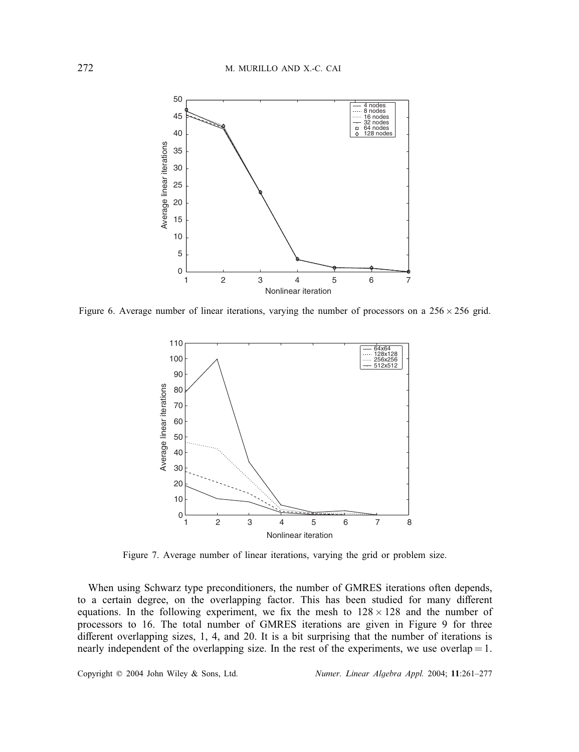Figure 6. Average number of linear iterations, varying the number of processors on a $256 \times 256$ grid.

Figure 7. Average number of linear iterations, varying the grid or problem size.

When using Schwarz type preconditioners, the number of GMRES iterations often depends, to a certain degree, on the overlapping factor. This has been studied for many different equations. In the following experiment, we fix the mesh to $128 \times 128$ and the number of processors to 16. The total number of GMRES iterations are given in Figure 9 for three different overlapping sizes, 1, 4, and 20. It is a bit surprising that the number of iterations is nearly independent of the overlapping size. In the rest of the experiments, we use overlap $= 1$.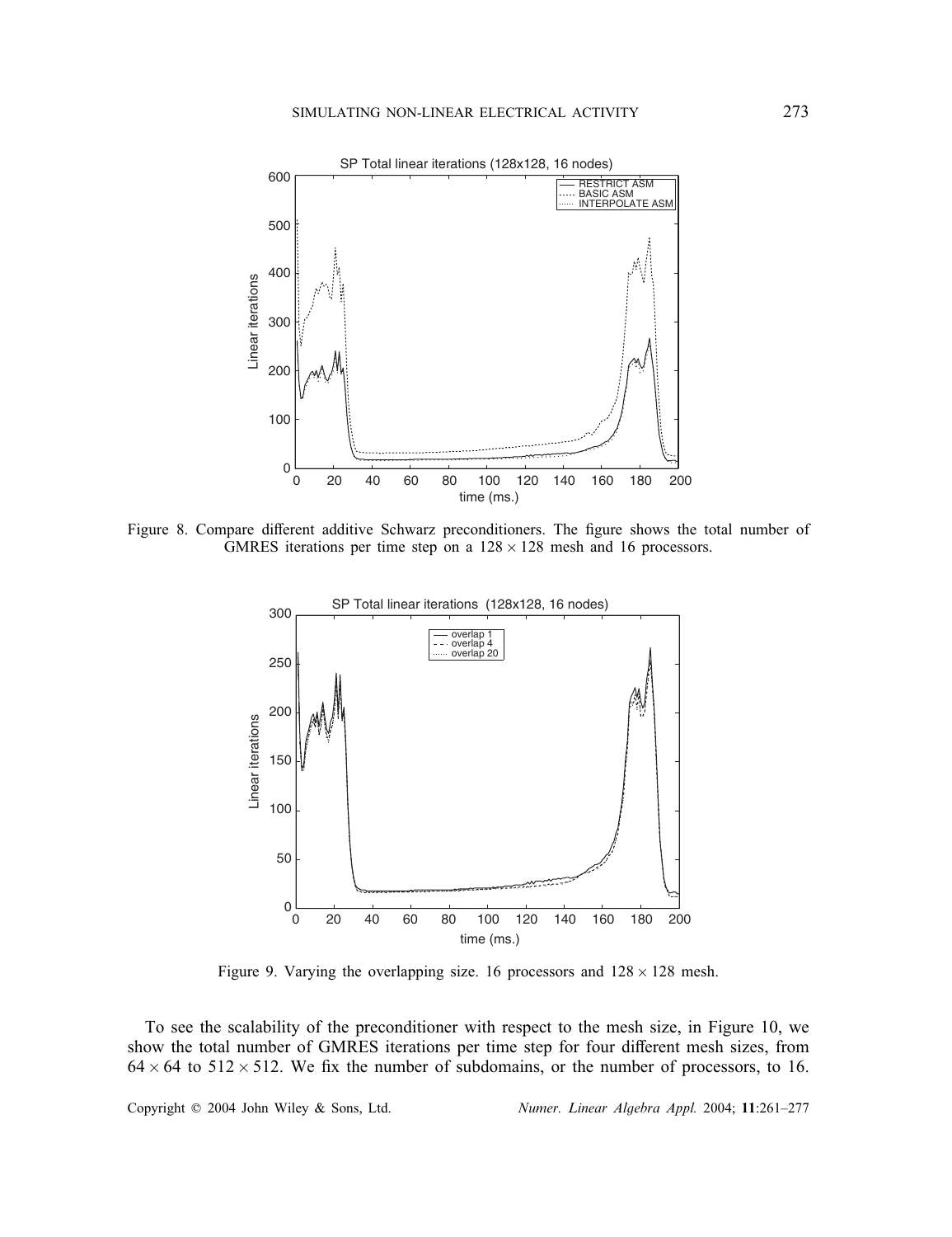Figure 8. Compare different additive Schwarz preconditioners. The figure shows the total number of GMRES iterations per time step on a $128 \times 128$ mesh and 16 processors.

Figure 9. Varying the overlapping size. 16 processors and $128 \times 128$ mesh.

To see the scalability of the preconditioner with respect to the mesh size, in Figure 10, we show the total number of GMRES iterations per time step for four different mesh sizes, from $64 \times 64$ to $512 \times 512$. We fix the number of subdomains, or the number of processors, to 16.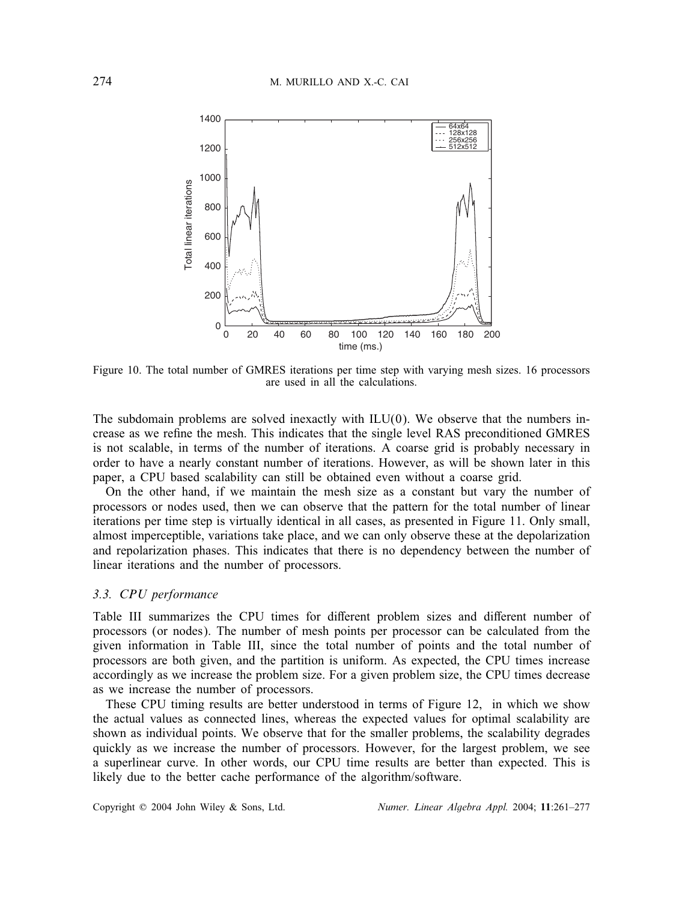Figure 10. The total number of GMRES iterations per time step with varying mesh sizes. 16 processors are used in all the calculations.

The subdomain problems are solved inexactly with ILU(0). We observe that the numbers increase as we refine the mesh. This indicates that the single level RAS preconditioned GMRES is not scalable, in terms of the number of iterations. A coarse grid is probably necessary in order to have a nearly constant number of iterations. However, as will be shown later in this paper, a CPU based scalability can still be obtained even without a coarse grid.

On the other hand, if we maintain the mesh size as a constant but vary the number of processors or nodes used, then we can observe that the pattern for the total number of linear iterations per time step is virtually identical in all cases, as presented in Figure 11. Only small, almost imperceptible, variations take place, and we can only observe these at the depolarization and repolarization phases. This indicates that there is no dependency between the number of linear iterations and the number of processors.

### 3.3. *CPU performance*

Table III summarizes the CPU times for different problem sizes and different number of processors (or nodes). The number of mesh points per processor can be calculated from the given information in Table III, since the total number of points and the total number of processors are both given, and the partition is uniform. As expected, the CPU times increase accordingly as we increase the problem size. For a given problem size, the CPU times decrease as we increase the number of processors.

These CPU timing results are better understood in terms of Figure 12, in which we show the actual values as connected lines, whereas the expected values for optimal scalability are shown as individual points. We observe that for the smaller problems, the scalability degrades quickly as we increase the number of processors. However, for the largest problem, we see a superlinear curve. In other words, our CPU time results are better than expected. This is likely due to the better cache performance of the algorithm/software.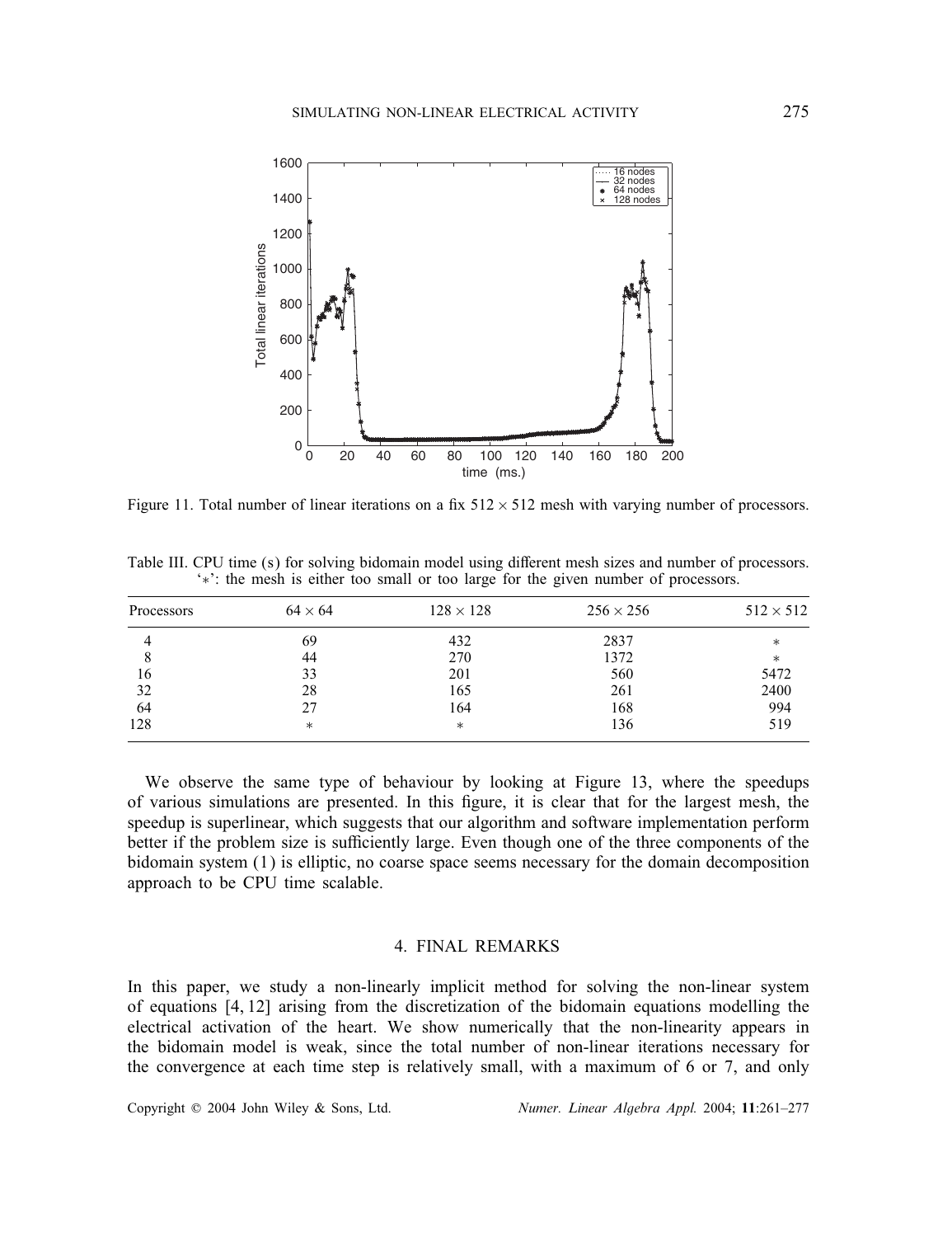Figure 11. Total number of linear iterations on a fix $512 \times 512$ mesh with varying number of processors.

Table III. CPU time (s) for solving bidomain model using different mesh sizes and number of processors. '$*$': the mesh is either too small or too large for the given number of processors.

| Processors | $64 \times 64$ | $128 \times 128$ | $256 \times 256$ | $512 \times 512$ |
|---|---|---|---|---|
| 4 | 69 | 432 | 2837 | $*$ |
| 8 | 44 | 270 | 1372 | $*$ |
| 16 | 33 | 201 | 560 | 5472 |
| 32 | 28 | 165 | 261 | 2400 |
| 64 | 27 | 164 | 168 | 994 |
| 128 | $*$ | $*$ | 136 | 519 |

We observe the same type of behaviour by looking at Figure 13, where the speedups of various simulations are presented. In this figure, it is clear that for the largest mesh, the speedup is superlinear, which suggests that our algorithm and software implementation perform better if the problem size is sufficiently large. Even though one of the three components of the bidomain system (1) is elliptic, no coarse space seems necessary for the domain decomposition approach to be CPU time scalable.

## 4. FINAL REMARKS

In this paper, we study a non-linearly implicit method for solving the non-linear system of equations [4, 12] arising from the discretization of the bidomain equations modelling the electrical activation of the heart. We show numerically that the non-linearity appears in the bidomain model is weak, since the total number of non-linear iterations necessary for the convergence at each time step is relatively small, with a maximum of 6 or 7, and only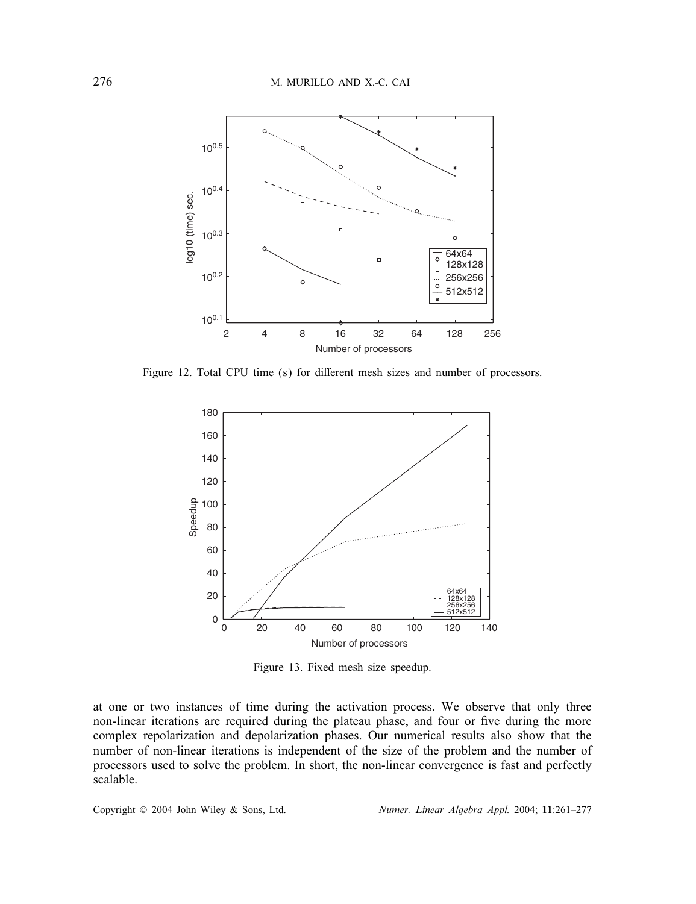Figure 12. Total CPU time (s) for different mesh sizes and number of processors.

Figure 13. Fixed mesh size speedup.

at one or two instances of time during the activation process. We observe that only three non-linear iterations are required during the plateau phase, and four or five during the more complex repolarization and depolarization phases. Our numerical results also show that the number of non-linear iterations is independent of the size of the problem and the number of processors used to solve the problem. In short, the non-linear convergence is fast and perfectly scalable.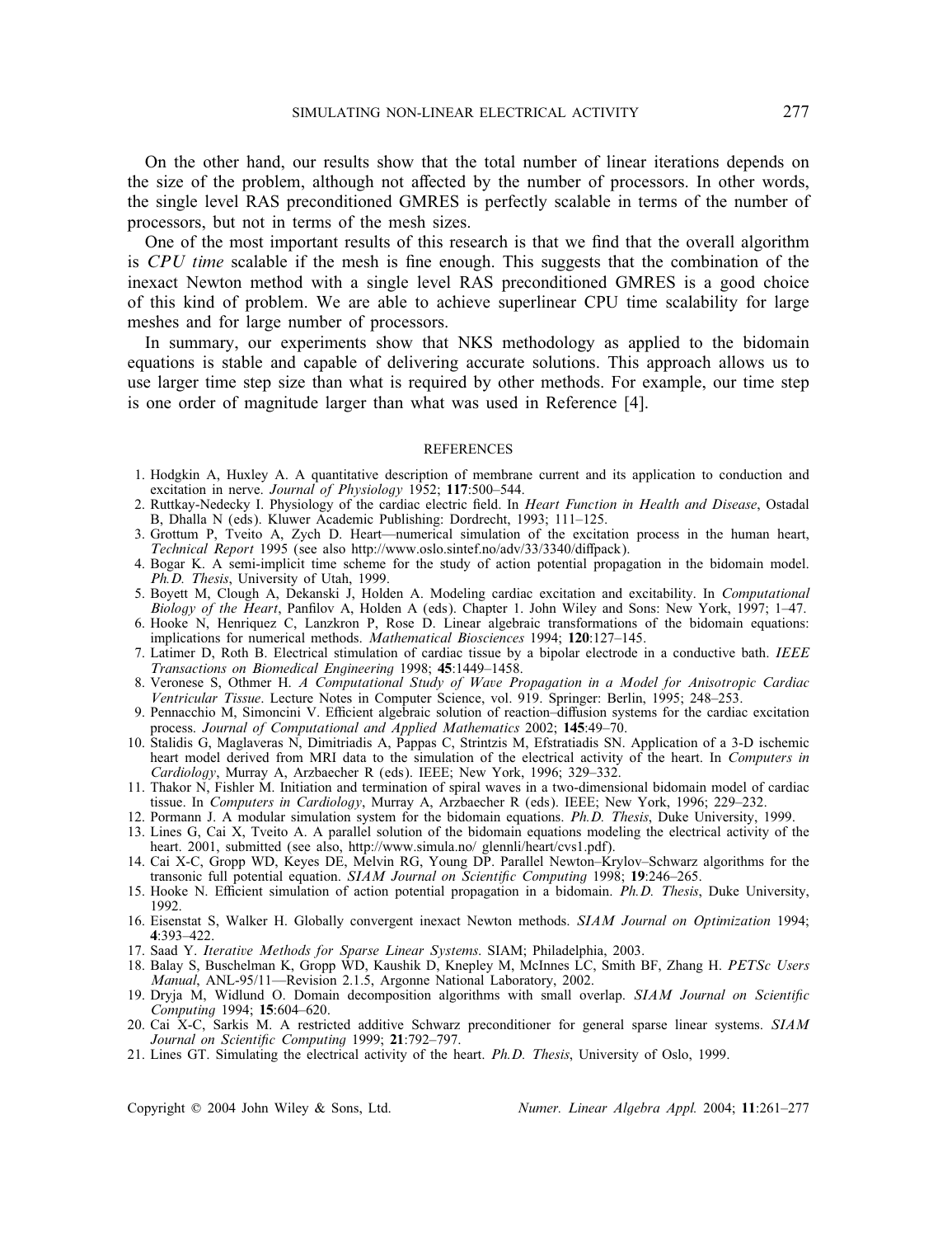On the other hand, our results show that the total number of linear iterations depends on the size of the problem, although not affected by the number of processors. In other words, the single level RAS preconditioned GMRES is perfectly scalable in terms of the number of processors, but not in terms of the mesh sizes.

One of the most important results of this research is that we find that the overall algorithm is *CPU time* scalable if the mesh is fine enough. This suggests that the combination of the inexact Newton method with a single level RAS preconditioned GMRES is a good choice of this kind of problem. We are able to achieve superlinear CPU time scalability for large meshes and for large number of processors.

In summary, our experiments show that NKS methodology as applied to the bidomain equations is stable and capable of delivering accurate solutions. This approach allows us to use larger time step size than what is required by other methods. For example, our time step is one order of magnitude larger than what was used in Reference [4].

## REFERENCES

1. Hodgkin A, Huxley A. A quantitative description of membrane current and its application to conduction and excitation in nerve. *Journal of Physiology* 1952; **117**:500–544.
2. Ruttkay-Nedecky I. Physiology of the cardiac electric field. In *Heart Function in Health and Disease*, Ostadal B, Dhalla N (eds). Kluwer Academic Publishing: Dordrecht, 1993; 111–125.
3. Grottum P, Tveito A, Zych D. Heart—numerical simulation of the excitation process in the human heart, *Technical Report* 1995 (see also http://www.oslo.sintef.no/adv/33/3340/diffpack).
4. Bogar K. A semi-implicit time scheme for the study of action potential propagation in the bidomain model. *Ph.D. Thesis*, University of Utah, 1999.
5. Boyett M, Clough A, Dekanski J, Holden A. Modeling cardiac excitation and excitability. In *Computational Biology of the Heart*, Panfilov A, Holden A (eds). Chapter 1. John Wiley and Sons: New York, 1997; 1–47.
6. Hooke N, Henriquez C, Lanzkron P, Rose D. Linear algebraic transformations of the bidomain equations: implications for numerical methods. *Mathematical Biosciences* 1994; **120**:127–145.
7. Latimer D, Roth B. Electrical stimulation of cardiac tissue by a bipolar electrode in a conductive bath. *IEEE Transactions on Biomedical Engineering* 1998; **45**:1449–1458.
8. Veronese S, Othmer H. *A Computational Study of Wave Propagation in a Model for Anisotropic Cardiac Ventricular Tissue*. Lecture Notes in Computer Science, vol. 919. Springer: Berlin, 1995; 248–253.
9. Pennacchio M, Simoncini V. Efficient algebraic solution of reaction–diffusion systems for the cardiac excitation process. *Journal of Computational and Applied Mathematics* 2002; **145**:49–70.
10. Stalidis G, Maglaveras N, Dimitriadis A, Pappas C, Strintzis M, Efstratiadis SN. Application of a 3-D ischemic heart model derived from MRI data to the simulation of the electrical activity of the heart. In *Computers in Cardiology*, Murray A, Arzbaecher R (eds). IEEE; New York, 1996; 329–332.
11. Thakor N, Fishler M. Initiation and termination of spiral waves in a two-dimensional bidomain model of cardiac tissue. In *Computers in Cardiology*, Murray A, Arzbaecher R (eds). IEEE; New York, 1996; 229–232.
12. Pormann J. A modular simulation system for the bidomain equations. *Ph.D. Thesis*, Duke University, 1999.
13. Lines G, Cai X, Tveito A. A parallel solution of the bidomain equations modeling the electrical activity of the heart. 2001, submitted (see also, http://www.simula.no/ glennli/heart/cvs1.pdf).
14. Cai X-C, Gropp WD, Keyes DE, Melvin RG, Young DP. Parallel Newton–Krylov–Schwarz algorithms for the transonic full potential equation. *SIAM Journal on Scientific Computing* 1998; **19**:246–265.
15. Hooke N. Efficient simulation of action potential propagation in a bidomain. *Ph.D. Thesis*, Duke University, 1992.
16. Eisenstat S, Walker H. Globally convergent inexact Newton methods. *SIAM Journal on Optimization* 1994; **4**:393–422.
17. Saad Y. *Iterative Methods for Sparse Linear Systems.* SIAM; Philadelphia, 2003.
18. Balay S, Buschelman K, Gropp WD, Kaushik D, Knepley M, McInnes LC, Smith BF, Zhang H. *PETSc Users Manual*, ANL-95/11—Revision 2.1.5, Argonne National Laboratory, 2002.
19. Dryja M, Widlund O. Domain decomposition algorithms with small overlap. *SIAM Journal on Scientific Computing* 1994; **15**:604–620.
20. Cai X-C, Sarkis M. A restricted additive Schwarz preconditioner for general sparse linear systems. *SIAM Journal on Scientific Computing* 1999; **21**:792–797.
21. Lines GT. Simulating the electrical activity of the heart. *Ph.D. Thesis*, University of Oslo, 1999.